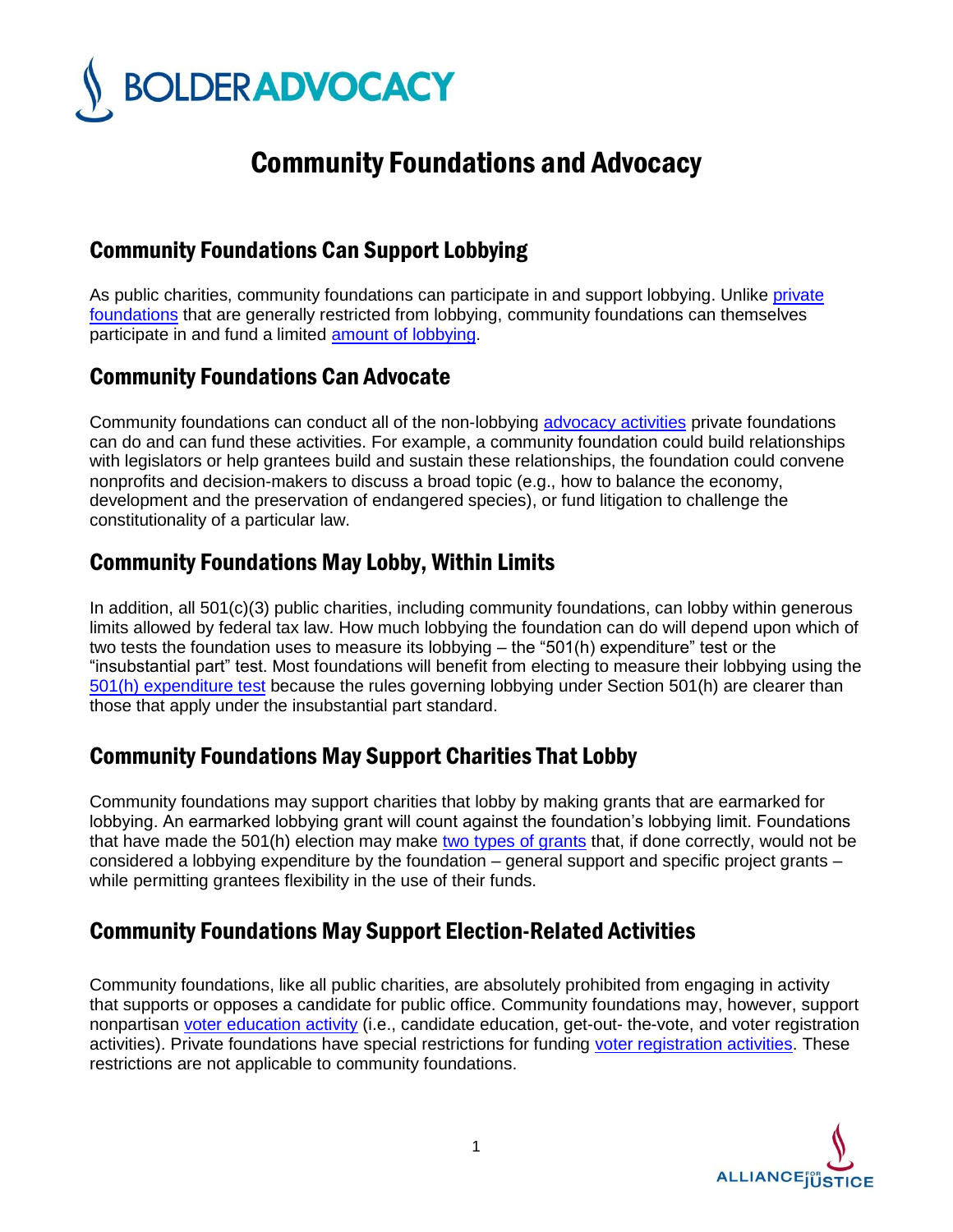# Community Foundations and Advocacy

## Community Foundations Can Support Lobbying

As public charities, community foundations can participate in and support lobbying. Unlike private foundations that are generally restricted from lobbying, community foundations can themselves participate in and fund a limited amount of lobbying.

## Community Foundations Can Advocate

Community foundations can conduct all of the non-lobbying advocacy activities private foundations can do and can fund these activities. For example, a community foundation could build relationships with legislators or help grantees build and sustain these relationships, the foundation could convene nonprofits and decision-makers to discuss a broad topic (e.g., how to balance the economy, development and the preservation of endangered species), or fund litigation to challenge the constitutionality of a particular law.

## Community Foundations May Lobby, Within Limits

In addition, all 501(c)(3) public charities, including community foundations, can lobby within generous limits allowed by federal tax law. How much lobbying the foundation can do will depend upon which of two tests the foundation uses to measure its lobbying – the "501(h) expenditure" test or the "insubstantial part" test. Most foundations will benefit from electing to measure their lobbying using the 501(h) expenditure test because the rules governing lobbying under Section 501(h) are clearer than those that apply under the insubstantial part standard.

## Community Foundations May Support Charities That Lobby

Community foundations may support charities that lobby by making grants that are earmarked for lobbying. An earmarked lobbying grant will count against the foundation's lobbying limit. Foundations that have made the 501(h) election may make two types of grants that, if done correctly, would not be considered a lobbying expenditure by the foundation – general support and specific project grants – while permitting grantees flexibility in the use of their funds.

## Community Foundations May Support Election-Related Activities

Community foundations, like all public charities, are absolutely prohibited from engaging in activity that supports or opposes a candidate for public office. Community foundations may, however, support nonpartisan voter education activity (i.e., candidate education, get-out- the-vote, and voter registration activities). Private foundations have special restrictions for funding voter registration activities. These restrictions are not applicable to community foundations.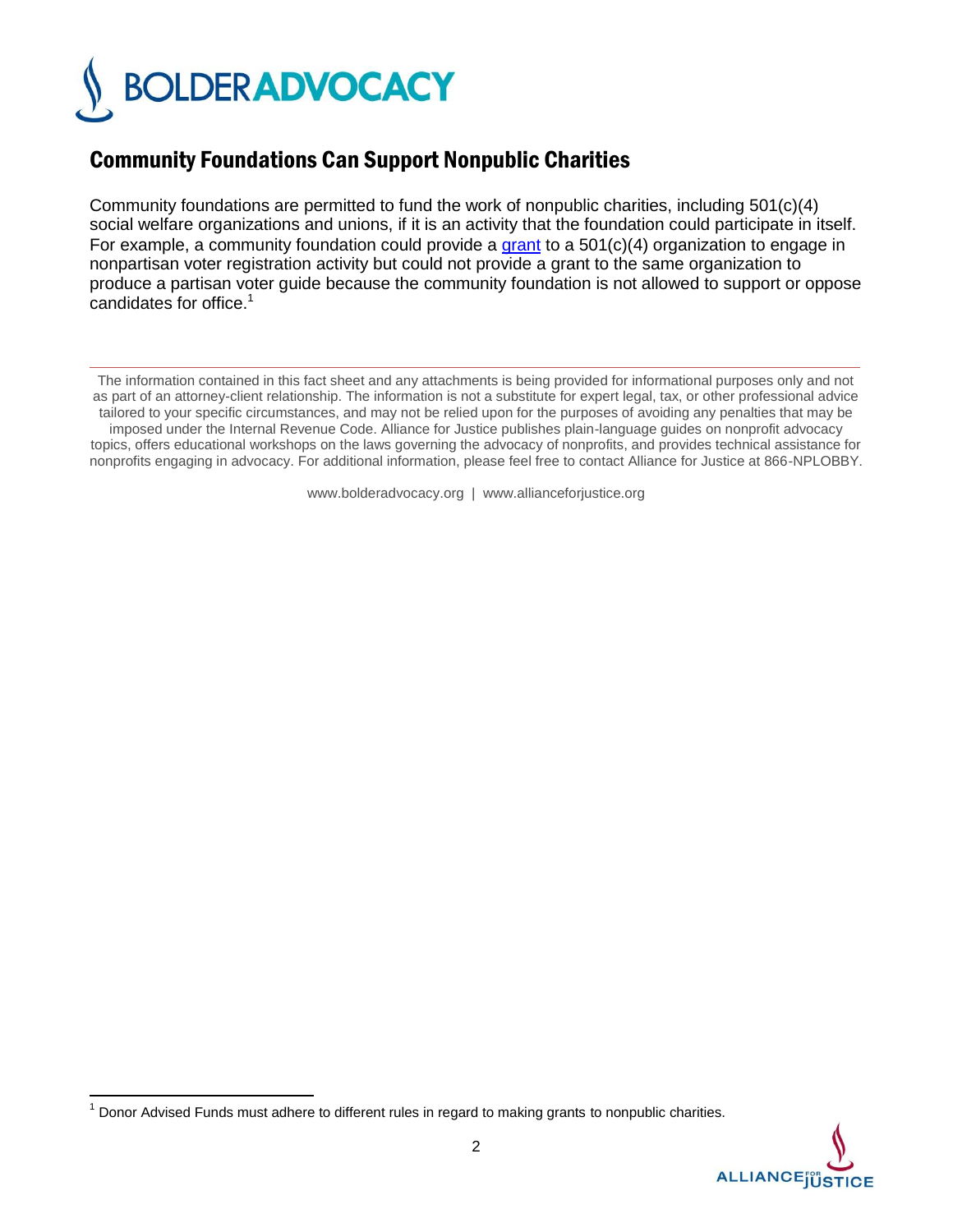## Community Foundations Can Support Nonpublic Charities

Community foundations are permitted to fund the work of nonpublic charities, including 501(c)(4) social welfare organizations and unions, if it is an activity that the foundation could participate in itself. For example, a community foundation could provide a grant to a 501(c)(4) organization to engage in nonpartisan voter registration activity but could not provide a grant to the same organization to produce a partisan voter guide because the community foundation is not allowed to support or oppose candidates for office.[1]

---

The information contained in this fact sheet and any attachments is being provided for informational purposes only and not as part of an attorney-client relationship. The information is not a substitute for expert legal, tax, or other professional advice tailored to your specific circumstances, and may not be relied upon for the purposes of avoiding any penalties that may be imposed under the Internal Revenue Code. Alliance for Justice publishes plain-language guides on nonprofit advocacy topics, offers educational workshops on the laws governing the advocacy of nonprofits, and provides technical assistance for nonprofits engaging in advocacy. For additional information, please feel free to contact Alliance for Justice at 866-NPLOBBY.

www.bolderadvocacy.org | www.allianceforjustice.org

[1] Donor Advised Funds must adhere to different rules in regard to making grants to nonpublic charities.